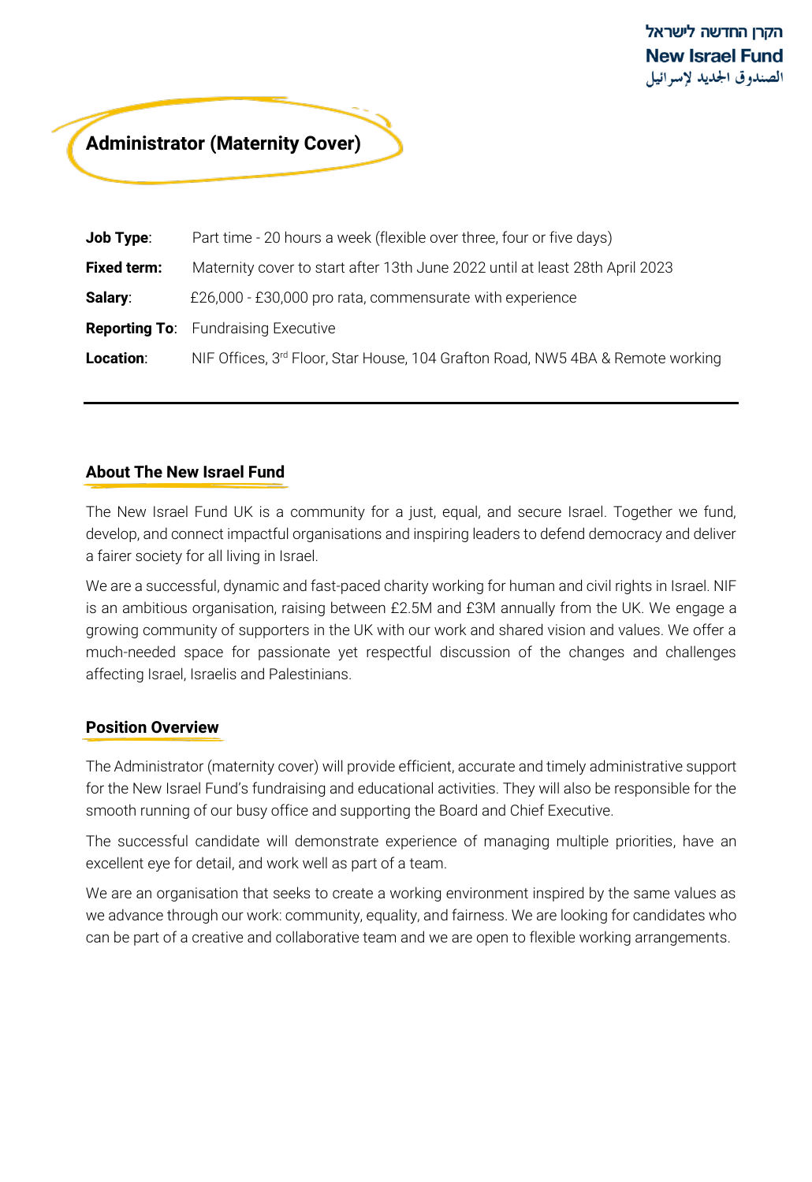הקרן החדשה לישראל
**New Israel Fund**
الصندوق الجديد لإسرائيل

# Administrator (Maternity Cover)

**Job Type**: Part time - 20 hours a week (flexible over three, four or five days)

**Fixed term:** Maternity cover to start after 13th June 2022 until at least 28th April 2023

**Salary**: £26,000 - £30,000 pro rata, commensurate with experience

**Reporting To**: Fundraising Executive

**Location**: NIF Offices, 3rd Floor, Star House, 104 Grafton Road, NW5 4BA & Remote working

---

## About The New Israel Fund

The New Israel Fund UK is a community for a just, equal, and secure Israel. Together we fund, develop, and connect impactful organisations and inspiring leaders to defend democracy and deliver a fairer society for all living in Israel.

We are a successful, dynamic and fast-paced charity working for human and civil rights in Israel. NIF is an ambitious organisation, raising between £2.5M and £3M annually from the UK. We engage a growing community of supporters in the UK with our work and shared vision and values. We offer a much-needed space for passionate yet respectful discussion of the changes and challenges affecting Israel, Israelis and Palestinians.

## Position Overview

The Administrator (maternity cover) will provide efficient, accurate and timely administrative support for the New Israel Fund's fundraising and educational activities. They will also be responsible for the smooth running of our busy office and supporting the Board and Chief Executive.

The successful candidate will demonstrate experience of managing multiple priorities, have an excellent eye for detail, and work well as part of a team.

We are an organisation that seeks to create a working environment inspired by the same values as we advance through our work: community, equality, and fairness. We are looking for candidates who can be part of a creative and collaborative team and we are open to flexible working arrangements.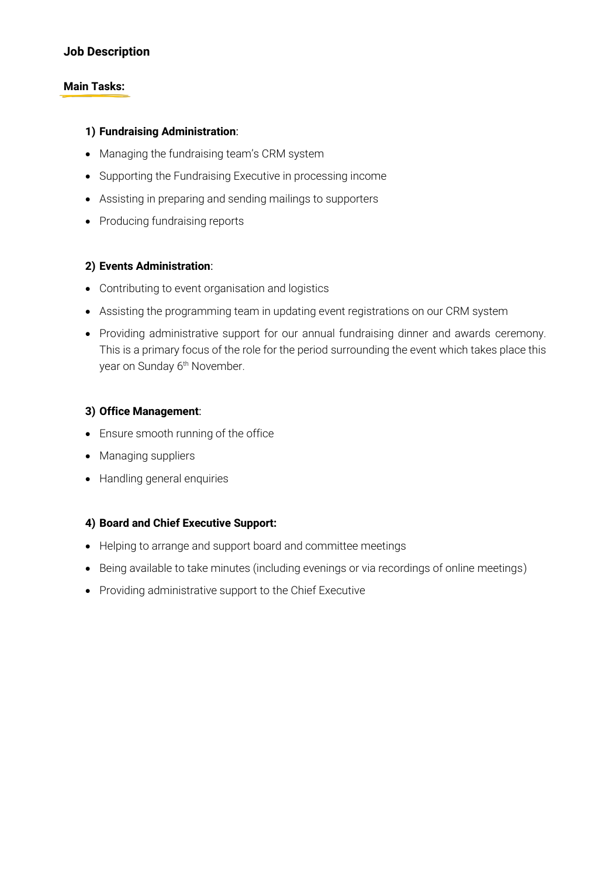## Job Description

### Main Tasks:

#### 1) Fundraising Administration:

- Managing the fundraising team's CRM system
- Supporting the Fundraising Executive in processing income
- Assisting in preparing and sending mailings to supporters
- Producing fundraising reports

#### 2) Events Administration:

- Contributing to event organisation and logistics
- Assisting the programming team in updating event registrations on our CRM system
- Providing administrative support for our annual fundraising dinner and awards ceremony. This is a primary focus of the role for the period surrounding the event which takes place this year on Sunday 6th November.

#### 3) Office Management:

- Ensure smooth running of the office
- Managing suppliers
- Handling general enquiries

#### 4) Board and Chief Executive Support:

- Helping to arrange and support board and committee meetings
- Being available to take minutes (including evenings or via recordings of online meetings)
- Providing administrative support to the Chief Executive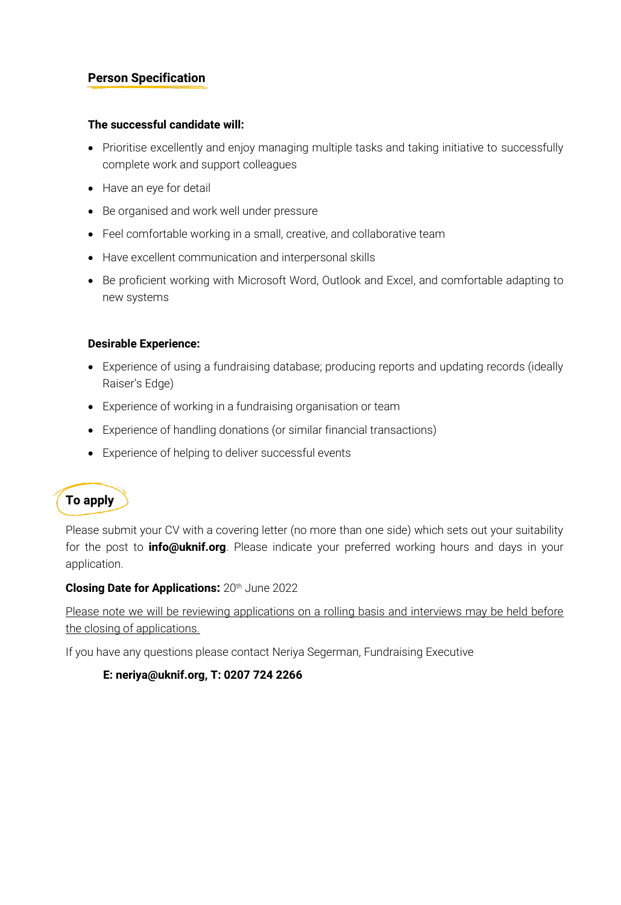## Person Specification

**The successful candidate will:**

- Prioritise excellently and enjoy managing multiple tasks and taking initiative to successfully complete work and support colleagues
- Have an eye for detail
- Be organised and work well under pressure
- Feel comfortable working in a small, creative, and collaborative team
- Have excellent communication and interpersonal skills
- Be proficient working with Microsoft Word, Outlook and Excel, and comfortable adapting to new systems

**Desirable Experience:**

- Experience of using a fundraising database; producing reports and updating records (ideally Raiser's Edge)
- Experience of working in a fundraising organisation or team
- Experience of handling donations (or similar financial transactions)
- Experience of helping to deliver successful events

## To apply

Please submit your CV with a covering letter (no more than one side) which sets out your suitability for the post to **info@uknif.org**. Please indicate your preferred working hours and days in your application.

**Closing Date for Applications:** 20th June 2022

Please note we will be reviewing applications on a rolling basis and interviews may be held before the closing of applications.

If you have any questions please contact Neriya Segerman, Fundraising Executive

**E: neriya@uknif.org, T: 0207 724 2266**